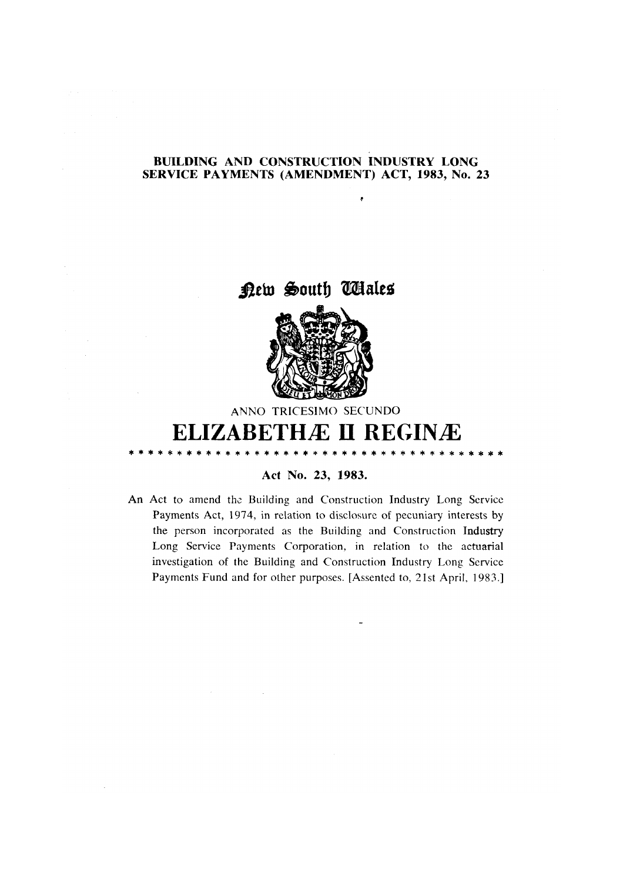**BUILDING AND CONSTRUCTION INDUSTRY LONG SERVICE PAYMENTS (AMENDMENT) ACT, 1983, No. 23**

New South Wales

ANNO TRICESIMO SECUNDO

# ELIZABETHÆ II REGINÆ

* * * * * * * * * * * * * * * * * * * * * * * * * * * * * * * * * * * * * * *

**Act No. 23, 1983.**

An Act to amend the Building and Construction Industry Long Service Payments Act, 1974, in relation to disclosure of pecuniary interests by the person incorporated as the Building and Construction Industry Long Service Payments Corporation, in relation to the actuarial investigation of the Building and Construction Industry Long Service Payments Fund and for other purposes. [Assented to, 21st April, 1983.]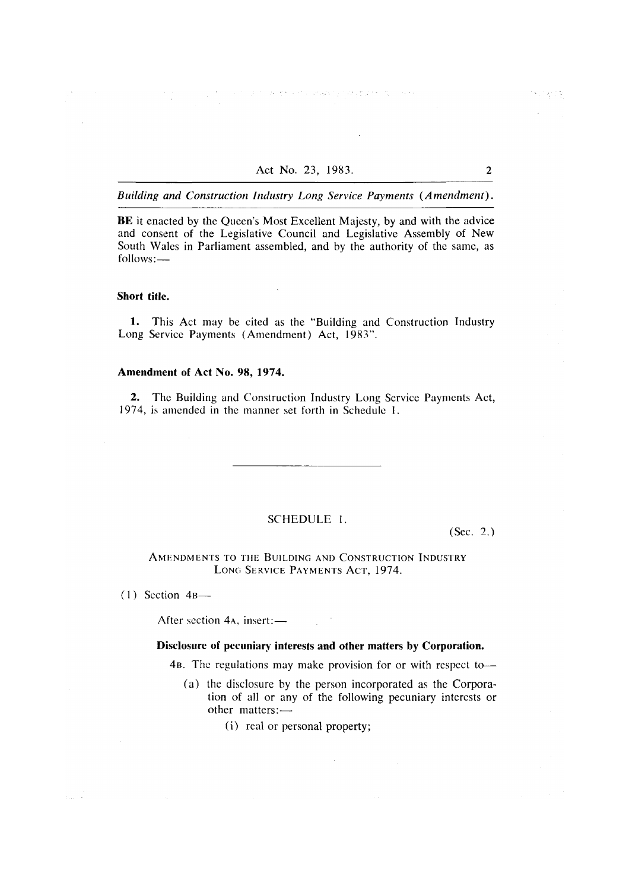**BE** it enacted by the Queen's Most Excellent Majesty, by and with the advice and consent of the Legislative Council and Legislative Assembly of New South Wales in Parliament assembled, and by the authority of the same, as follows:—

**Short title.**

**1.** This Act may be cited as the "Building and Construction Industry Long Service Payments (Amendment) Act, 1983".

**Amendment of Act No. 98, 1974.**

**2.** The Building and Construction Industry Long Service Payments Act, 1974, is amended in the manner set forth in Schedule 1.

---

SCHEDULE 1.

(Sec. 2.)

AMENDMENTS TO THE BUILDING AND CONSTRUCTION INDUSTRY LONG SERVICE PAYMENTS ACT, 1974.

(1) Section 4B—

After section 4A, insert:—

**Disclosure of pecuniary interests and other matters by Corporation.**

4B. The regulations may make provision for or with respect to—

(a) the disclosure by the person incorporated as the Corporation of all or any of the following pecuniary interests or other matters:—

(i) real or personal property;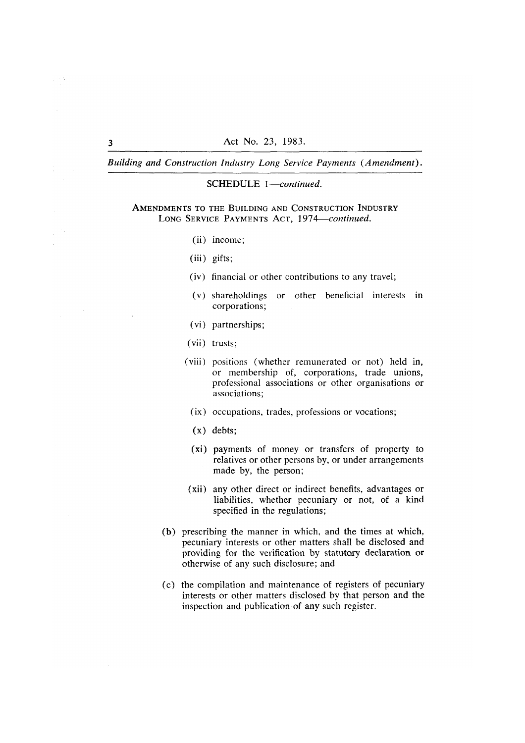SCHEDULE 1—*continued.*

AMENDMENTS TO THE BUILDING AND CONSTRUCTION INDUSTRY LONG SERVICE PAYMENTS ACT, 1974—*continued.*

(ii) income;

(iii) gifts;

(iv) financial or other contributions to any travel;

(v) shareholdings or other beneficial interests in corporations;

(vi) partnerships;

(vii) trusts;

(viii) positions (whether remunerated or not) held in, or membership of, corporations, trade unions, professional associations or other organisations or associations;

(ix) occupations, trades, professions or vocations;

(x) debts;

(xi) payments of money or transfers of property to relatives or other persons by, or under arrangements made by, the person;

(xii) any other direct or indirect benefits, advantages or liabilities, whether pecuniary or not, of a kind specified in the regulations;

(b) prescribing the manner in which, and the times at which, pecuniary interests or other matters shall be disclosed and providing for the verification by statutory declaration or otherwise of any such disclosure; and

(c) the compilation and maintenance of registers of pecuniary interests or other matters disclosed by that person and the inspection and publication of any such register.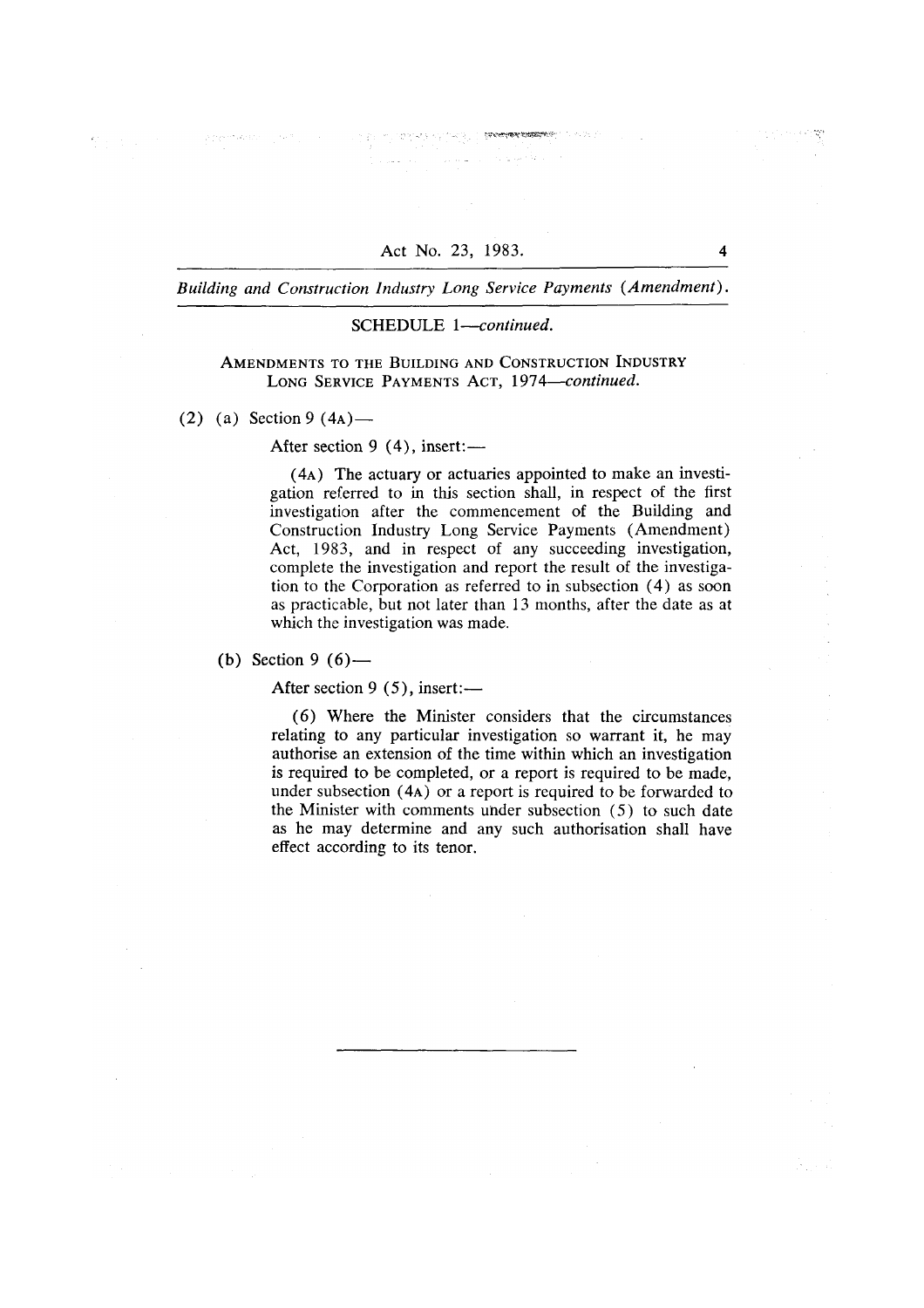SCHEDULE 1—*continued.*

AMENDMENTS TO THE BUILDING AND CONSTRUCTION INDUSTRY LONG SERVICE PAYMENTS ACT, 1974—*continued.*

(2) (a) Section 9 (4A)—

After section 9 (4), insert:—

(4A) The actuary or actuaries appointed to make an investigation referred to in this section shall, in respect of the first investigation after the commencement of the Building and Construction Industry Long Service Payments (Amendment) Act, 1983, and in respect of any succeeding investigation, complete the investigation and report the result of the investigation to the Corporation as referred to in subsection (4) as soon as practicable, but not later than 13 months, after the date as at which the investigation was made.

(b) Section 9 (6)—

After section 9 (5), insert:—

(6) Where the Minister considers that the circumstances relating to any particular investigation so warrant it, he may authorise an extension of the time within which an investigation is required to be completed, or a report is required to be made, under subsection (4A) or a report is required to be forwarded to the Minister with comments under subsection (5) to such date as he may determine and any such authorisation shall have effect according to its tenor.